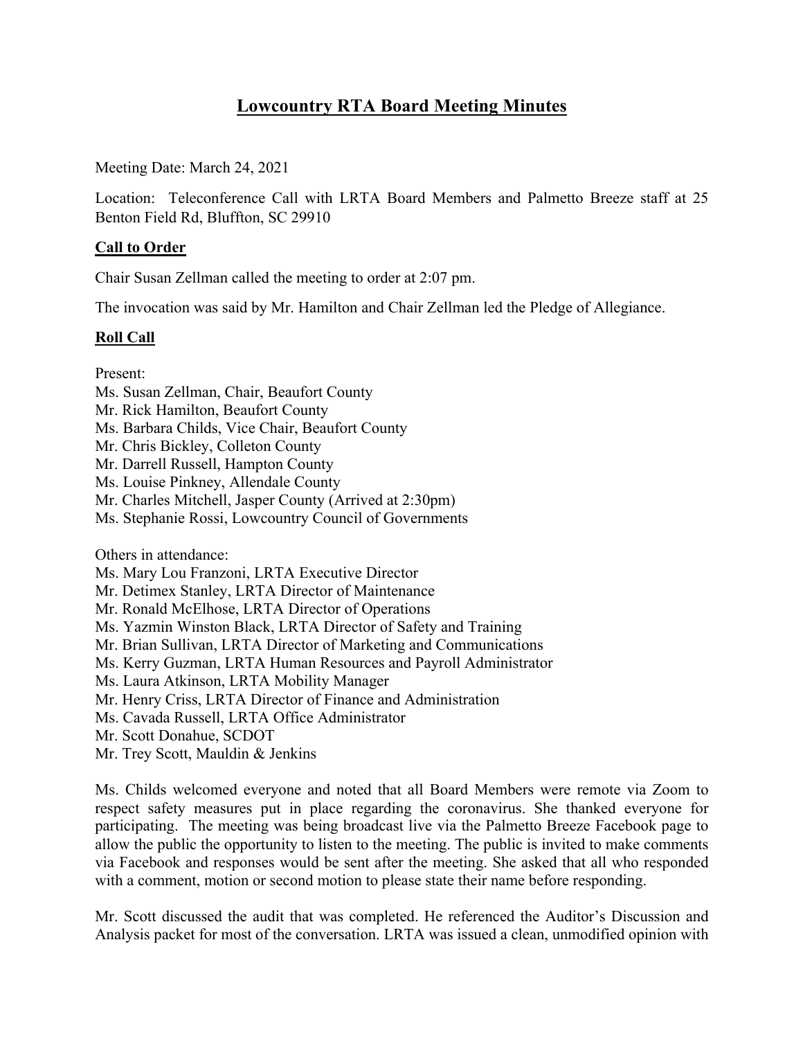# Lowcountry RTA Board Meeting Minutes

Meeting Date: March 24, 2021

Location: Teleconference Call with LRTA Board Members and Palmetto Breeze staff at 25 Benton Field Rd, Bluffton, SC 29910

## Call to Order

Chair Susan Zellman called the meeting to order at 2:07 pm.

The invocation was said by Mr. Hamilton and Chair Zellman led the Pledge of Allegiance.

## Roll Call

Present:
Ms. Susan Zellman, Chair, Beaufort County
Mr. Rick Hamilton, Beaufort County
Ms. Barbara Childs, Vice Chair, Beaufort County
Mr. Chris Bickley, Colleton County
Mr. Darrell Russell, Hampton County
Ms. Louise Pinkney, Allendale County
Mr. Charles Mitchell, Jasper County (Arrived at 2:30pm)
Ms. Stephanie Rossi, Lowcountry Council of Governments

Others in attendance:
Ms. Mary Lou Franzoni, LRTA Executive Director
Mr. Detimex Stanley, LRTA Director of Maintenance
Mr. Ronald McElhose, LRTA Director of Operations
Ms. Yazmin Winston Black, LRTA Director of Safety and Training
Mr. Brian Sullivan, LRTA Director of Marketing and Communications
Ms. Kerry Guzman, LRTA Human Resources and Payroll Administrator
Ms. Laura Atkinson, LRTA Mobility Manager
Mr. Henry Criss, LRTA Director of Finance and Administration
Ms. Cavada Russell, LRTA Office Administrator
Mr. Scott Donahue, SCDOT
Mr. Trey Scott, Mauldin & Jenkins

Ms. Childs welcomed everyone and noted that all Board Members were remote via Zoom to respect safety measures put in place regarding the coronavirus. She thanked everyone for participating. The meeting was being broadcast live via the Palmetto Breeze Facebook page to allow the public the opportunity to listen to the meeting. The public is invited to make comments via Facebook and responses would be sent after the meeting. She asked that all who responded with a comment, motion or second motion to please state their name before responding.

Mr. Scott discussed the audit that was completed. He referenced the Auditor's Discussion and Analysis packet for most of the conversation. LRTA was issued a clean, unmodified opinion with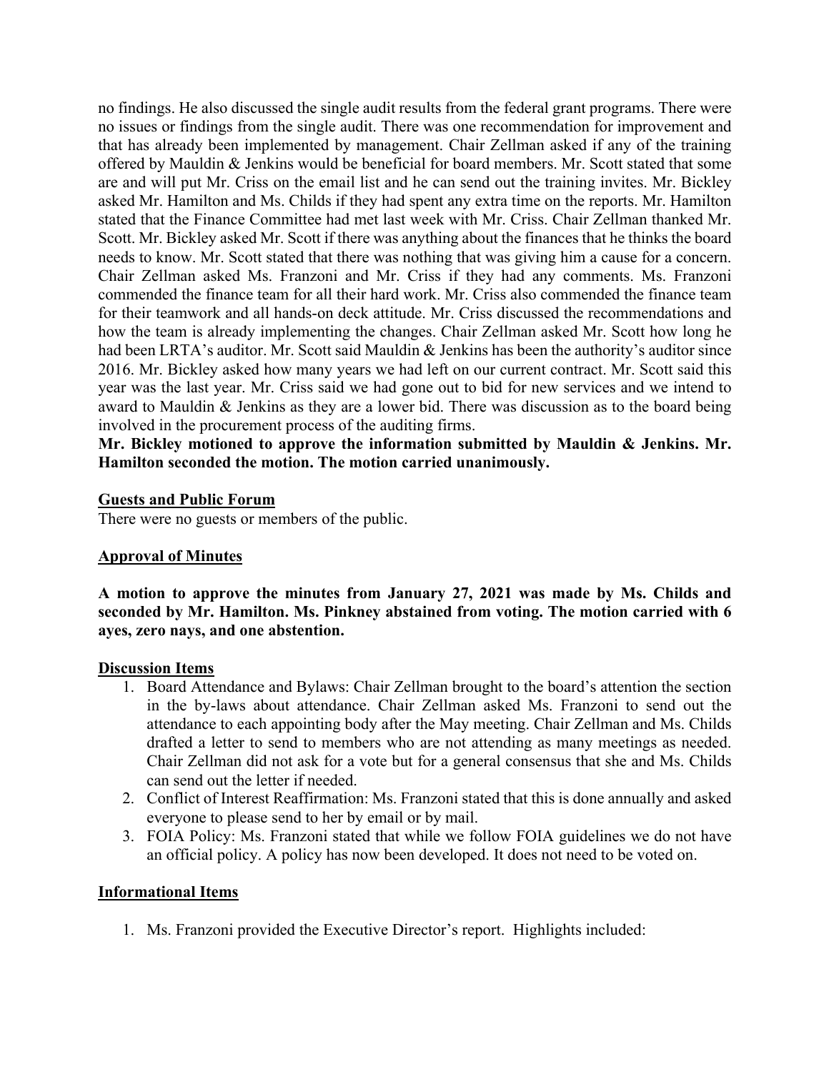no findings. He also discussed the single audit results from the federal grant programs. There were no issues or findings from the single audit. There was one recommendation for improvement and that has already been implemented by management. Chair Zellman asked if any of the training offered by Mauldin & Jenkins would be beneficial for board members. Mr. Scott stated that some are and will put Mr. Criss on the email list and he can send out the training invites. Mr. Bickley asked Mr. Hamilton and Ms. Childs if they had spent any extra time on the reports. Mr. Hamilton stated that the Finance Committee had met last week with Mr. Criss. Chair Zellman thanked Mr. Scott. Mr. Bickley asked Mr. Scott if there was anything about the finances that he thinks the board needs to know. Mr. Scott stated that there was nothing that was giving him a cause for a concern. Chair Zellman asked Ms. Franzoni and Mr. Criss if they had any comments. Ms. Franzoni commended the finance team for all their hard work. Mr. Criss also commended the finance team for their teamwork and all hands-on deck attitude. Mr. Criss discussed the recommendations and how the team is already implementing the changes. Chair Zellman asked Mr. Scott how long he had been LRTA's auditor. Mr. Scott said Mauldin & Jenkins has been the authority's auditor since 2016. Mr. Bickley asked how many years we had left on our current contract. Mr. Scott said this year was the last year. Mr. Criss said we had gone out to bid for new services and we intend to award to Mauldin & Jenkins as they are a lower bid. There was discussion as to the board being involved in the procurement process of the auditing firms.

**Mr. Bickley motioned to approve the information submitted by Mauldin & Jenkins. Mr. Hamilton seconded the motion. The motion carried unanimously.**

## Guests and Public Forum

There were no guests or members of the public.

## Approval of Minutes

**A motion to approve the minutes from January 27, 2021 was made by Ms. Childs and seconded by Mr. Hamilton. Ms. Pinkney abstained from voting. The motion carried with 6 ayes, zero nays, and one abstention.**

## Discussion Items

1. Board Attendance and Bylaws: Chair Zellman brought to the board's attention the section in the by-laws about attendance. Chair Zellman asked Ms. Franzoni to send out the attendance to each appointing body after the May meeting. Chair Zellman and Ms. Childs drafted a letter to send to members who are not attending as many meetings as needed. Chair Zellman did not ask for a vote but for a general consensus that she and Ms. Childs can send out the letter if needed.
2. Conflict of Interest Reaffirmation: Ms. Franzoni stated that this is done annually and asked everyone to please send to her by email or by mail.
3. FOIA Policy: Ms. Franzoni stated that while we follow FOIA guidelines we do not have an official policy. A policy has now been developed. It does not need to be voted on.

## Informational Items

1. Ms. Franzoni provided the Executive Director's report. Highlights included: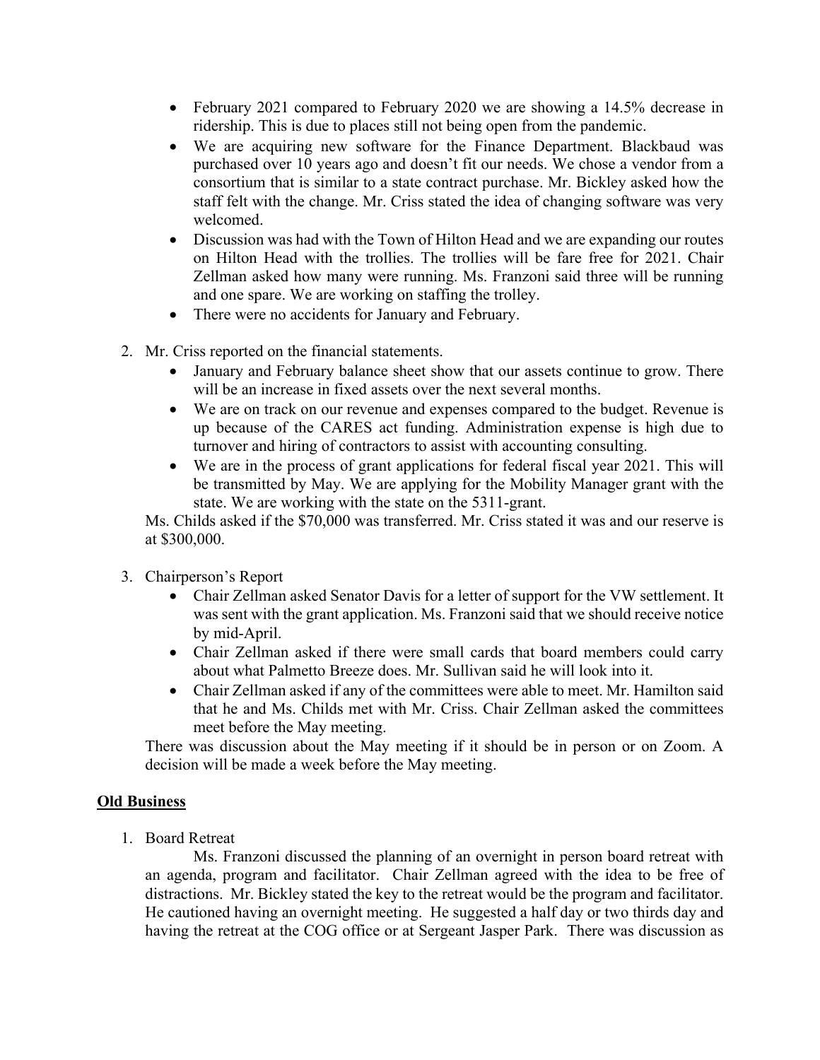- February 2021 compared to February 2020 we are showing a 14.5% decrease in ridership. This is due to places still not being open from the pandemic.
- We are acquiring new software for the Finance Department. Blackbaud was purchased over 10 years ago and doesn't fit our needs. We chose a vendor from a consortium that is similar to a state contract purchase. Mr. Bickley asked how the staff felt with the change. Mr. Criss stated the idea of changing software was very welcomed.
- Discussion was had with the Town of Hilton Head and we are expanding our routes on Hilton Head with the trollies. The trollies will be fare free for 2021. Chair Zellman asked how many were running. Ms. Franzoni said three will be running and one spare. We are working on staffing the trolley.
- There were no accidents for January and February.

2. Mr. Criss reported on the financial statements.
   - January and February balance sheet show that our assets continue to grow. There will be an increase in fixed assets over the next several months.
   - We are on track on our revenue and expenses compared to the budget. Revenue is up because of the CARES act funding. Administration expense is high due to turnover and hiring of contractors to assist with accounting consulting.
   - We are in the process of grant applications for federal fiscal year 2021. This will be transmitted by May. We are applying for the Mobility Manager grant with the state. We are working with the state on the 5311-grant.

   Ms. Childs asked if the $70,000 was transferred. Mr. Criss stated it was and our reserve is at $300,000.

3. Chairperson's Report
   - Chair Zellman asked Senator Davis for a letter of support for the VW settlement. It was sent with the grant application. Ms. Franzoni said that we should receive notice by mid-April.
   - Chair Zellman asked if there were small cards that board members could carry about what Palmetto Breeze does. Mr. Sullivan said he will look into it.
   - Chair Zellman asked if any of the committees were able to meet. Mr. Hamilton said that he and Ms. Childs met with Mr. Criss. Chair Zellman asked the committees meet before the May meeting.

   There was discussion about the May meeting if it should be in person or on Zoom. A decision will be made a week before the May meeting.

**Old Business**

1. Board Retreat

   Ms. Franzoni discussed the planning of an overnight in person board retreat with an agenda, program and facilitator. Chair Zellman agreed with the idea to be free of distractions. Mr. Bickley stated the key to the retreat would be the program and facilitator. He cautioned having an overnight meeting. He suggested a half day or two thirds day and having the retreat at the COG office or at Sergeant Jasper Park. There was discussion as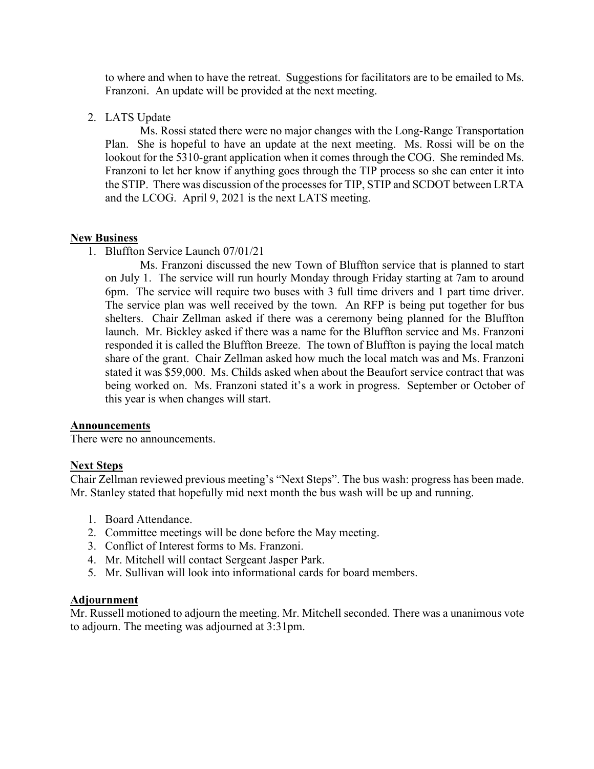to where and when to have the retreat. Suggestions for facilitators are to be emailed to Ms. Franzoni. An update will be provided at the next meeting.

2. LATS Update

   Ms. Rossi stated there were no major changes with the Long-Range Transportation Plan. She is hopeful to have an update at the next meeting. Ms. Rossi will be on the lookout for the 5310-grant application when it comes through the COG. She reminded Ms. Franzoni to let her know if anything goes through the TIP process so she can enter it into the STIP. There was discussion of the processes for TIP, STIP and SCDOT between LRTA and the LCOG. April 9, 2021 is the next LATS meeting.

## New Business

1. Bluffton Service Launch 07/01/21

   Ms. Franzoni discussed the new Town of Bluffton service that is planned to start on July 1. The service will run hourly Monday through Friday starting at 7am to around 6pm. The service will require two buses with 3 full time drivers and 1 part time driver. The service plan was well received by the town. An RFP is being put together for bus shelters. Chair Zellman asked if there was a ceremony being planned for the Bluffton launch. Mr. Bickley asked if there was a name for the Bluffton service and Ms. Franzoni responded it is called the Bluffton Breeze. The town of Bluffton is paying the local match share of the grant. Chair Zellman asked how much the local match was and Ms. Franzoni stated it was $59,000. Ms. Childs asked when about the Beaufort service contract that was being worked on. Ms. Franzoni stated it's a work in progress. September or October of this year is when changes will start.

## Announcements

There were no announcements.

## Next Steps

Chair Zellman reviewed previous meeting's "Next Steps". The bus wash: progress has been made. Mr. Stanley stated that hopefully mid next month the bus wash will be up and running.

1. Board Attendance.
2. Committee meetings will be done before the May meeting.
3. Conflict of Interest forms to Ms. Franzoni.
4. Mr. Mitchell will contact Sergeant Jasper Park.
5. Mr. Sullivan will look into informational cards for board members.

## Adjournment

Mr. Russell motioned to adjourn the meeting. Mr. Mitchell seconded. There was a unanimous vote to adjourn. The meeting was adjourned at 3:31pm.